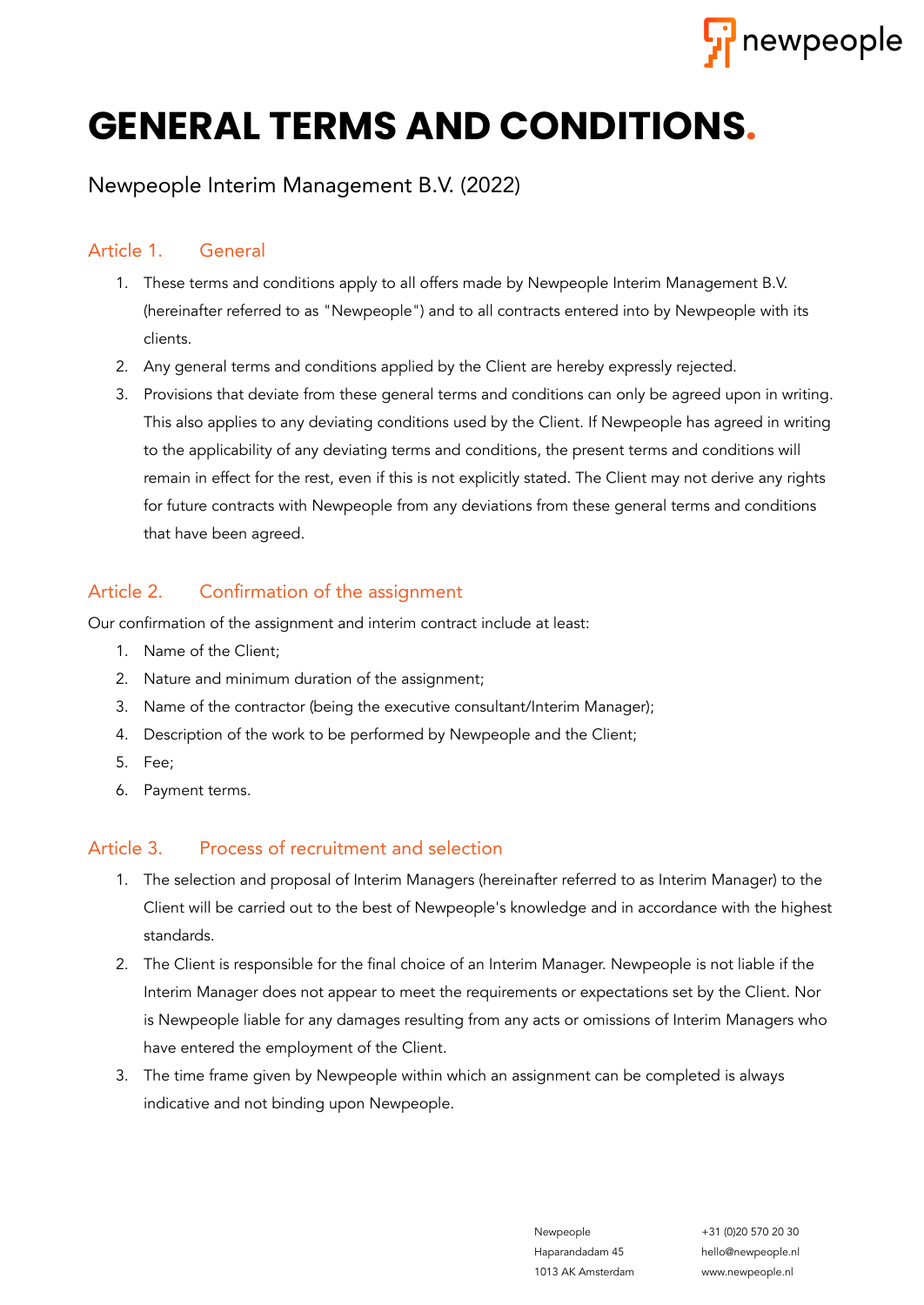# GENERAL TERMS AND CONDITIONS.

Newpeople Interim Management B.V. (2022)

## Article 1. General

1. These terms and conditions apply to all offers made by Newpeople Interim Management B.V. (hereinafter referred to as "Newpeople") and to all contracts entered into by Newpeople with its clients.
2. Any general terms and conditions applied by the Client are hereby expressly rejected.
3. Provisions that deviate from these general terms and conditions can only be agreed upon in writing. This also applies to any deviating conditions used by the Client. If Newpeople has agreed in writing to the applicability of any deviating terms and conditions, the present terms and conditions will remain in effect for the rest, even if this is not explicitly stated. The Client may not derive any rights for future contracts with Newpeople from any deviations from these general terms and conditions that have been agreed.

## Article 2. Confirmation of the assignment

Our confirmation of the assignment and interim contract include at least:

1. Name of the Client;
2. Nature and minimum duration of the assignment;
3. Name of the contractor (being the executive consultant/Interim Manager);
4. Description of the work to be performed by Newpeople and the Client;
5. Fee;
6. Payment terms.

## Article 3. Process of recruitment and selection

1. The selection and proposal of Interim Managers (hereinafter referred to as Interim Manager) to the Client will be carried out to the best of Newpeople's knowledge and in accordance with the highest standards.
2. The Client is responsible for the final choice of an Interim Manager. Newpeople is not liable if the Interim Manager does not appear to meet the requirements or expectations set by the Client. Nor is Newpeople liable for any damages resulting from any acts or omissions of Interim Managers who have entered the employment of the Client.
3. The time frame given by Newpeople within which an assignment can be completed is always indicative and not binding upon Newpeople.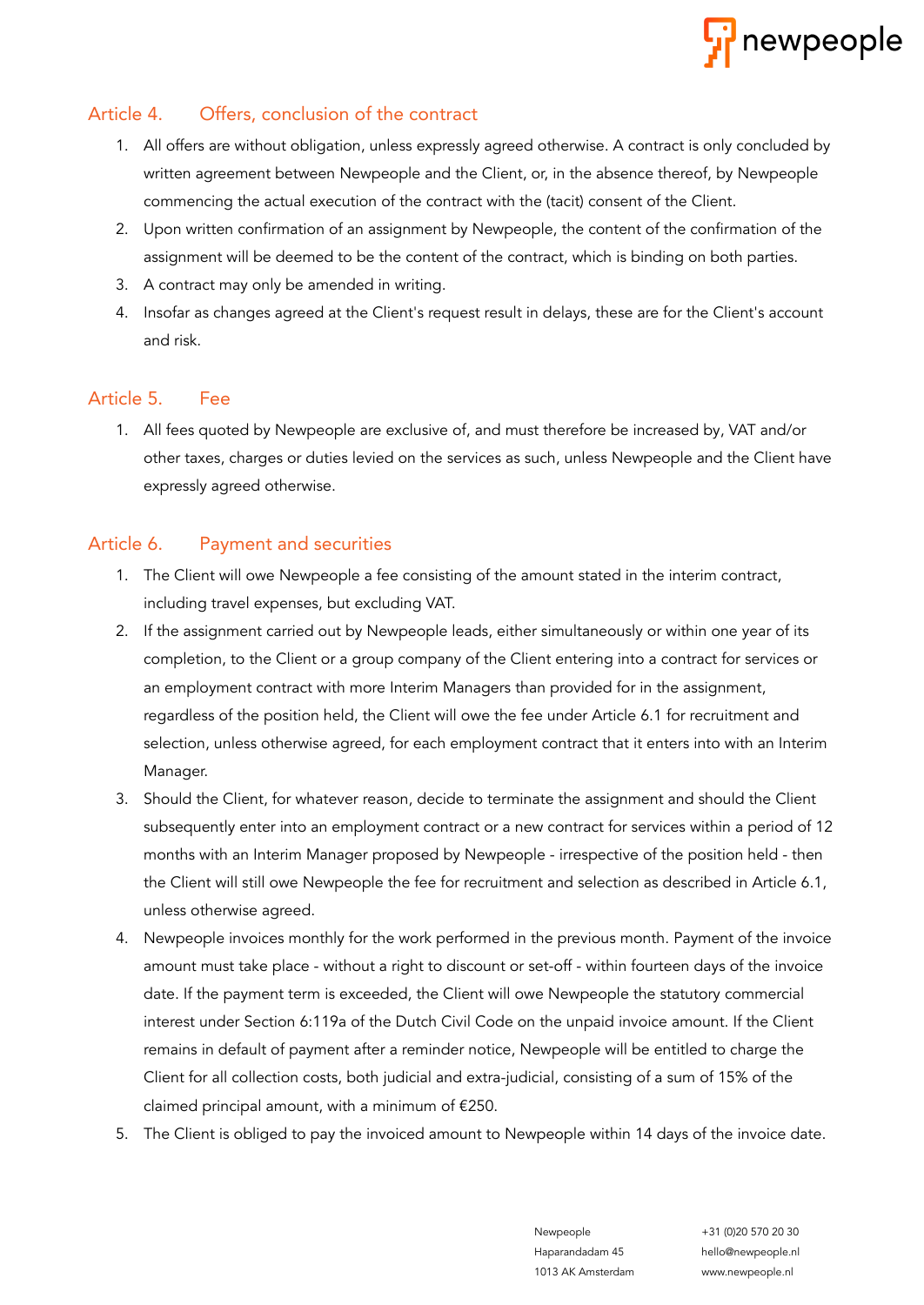## Article 4. Offers, conclusion of the contract

1. All offers are without obligation, unless expressly agreed otherwise. A contract is only concluded by written agreement between Newpeople and the Client, or, in the absence thereof, by Newpeople commencing the actual execution of the contract with the (tacit) consent of the Client.
2. Upon written confirmation of an assignment by Newpeople, the content of the confirmation of the assignment will be deemed to be the content of the contract, which is binding on both parties.
3. A contract may only be amended in writing.
4. Insofar as changes agreed at the Client's request result in delays, these are for the Client's account and risk.

## Article 5. Fee

1. All fees quoted by Newpeople are exclusive of, and must therefore be increased by, VAT and/or other taxes, charges or duties levied on the services as such, unless Newpeople and the Client have expressly agreed otherwise.

## Article 6. Payment and securities

1. The Client will owe Newpeople a fee consisting of the amount stated in the interim contract, including travel expenses, but excluding VAT.
2. If the assignment carried out by Newpeople leads, either simultaneously or within one year of its completion, to the Client or a group company of the Client entering into a contract for services or an employment contract with more Interim Managers than provided for in the assignment, regardless of the position held, the Client will owe the fee under Article 6.1 for recruitment and selection, unless otherwise agreed, for each employment contract that it enters into with an Interim Manager.
3. Should the Client, for whatever reason, decide to terminate the assignment and should the Client subsequently enter into an employment contract or a new contract for services within a period of 12 months with an Interim Manager proposed by Newpeople - irrespective of the position held - then the Client will still owe Newpeople the fee for recruitment and selection as described in Article 6.1, unless otherwise agreed.
4. Newpeople invoices monthly for the work performed in the previous month. Payment of the invoice amount must take place - without a right to discount or set-off - within fourteen days of the invoice date. If the payment term is exceeded, the Client will owe Newpeople the statutory commercial interest under Section 6:119a of the Dutch Civil Code on the unpaid invoice amount. If the Client remains in default of payment after a reminder notice, Newpeople will be entitled to charge the Client for all collection costs, both judicial and extra-judicial, consisting of a sum of 15% of the claimed principal amount, with a minimum of €250.
5. The Client is obliged to pay the invoiced amount to Newpeople within 14 days of the invoice date.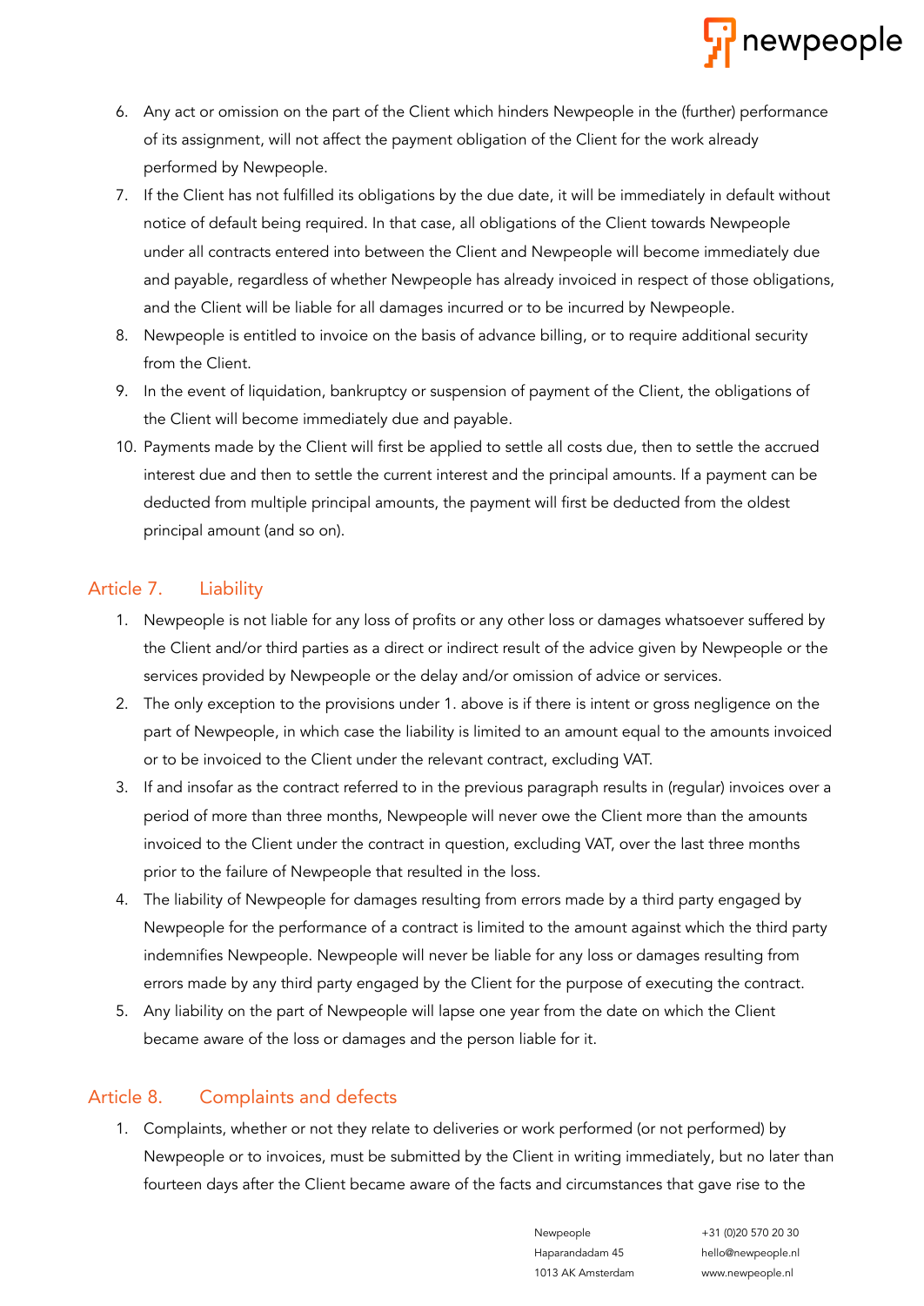6. Any act or omission on the part of the Client which hinders Newpeople in the (further) performance of its assignment, will not affect the payment obligation of the Client for the work already performed by Newpeople.
7. If the Client has not fulfilled its obligations by the due date, it will be immediately in default without notice of default being required. In that case, all obligations of the Client towards Newpeople under all contracts entered into between the Client and Newpeople will become immediately due and payable, regardless of whether Newpeople has already invoiced in respect of those obligations, and the Client will be liable for all damages incurred or to be incurred by Newpeople.
8. Newpeople is entitled to invoice on the basis of advance billing, or to require additional security from the Client.
9. In the event of liquidation, bankruptcy or suspension of payment of the Client, the obligations of the Client will become immediately due and payable.
10. Payments made by the Client will first be applied to settle all costs due, then to settle the accrued interest due and then to settle the current interest and the principal amounts. If a payment can be deducted from multiple principal amounts, the payment will first be deducted from the oldest principal amount (and so on).

## Article 7. Liability

1. Newpeople is not liable for any loss of profits or any other loss or damages whatsoever suffered by the Client and/or third parties as a direct or indirect result of the advice given by Newpeople or the services provided by Newpeople or the delay and/or omission of advice or services.
2. The only exception to the provisions under 1. above is if there is intent or gross negligence on the part of Newpeople, in which case the liability is limited to an amount equal to the amounts invoiced or to be invoiced to the Client under the relevant contract, excluding VAT.
3. If and insofar as the contract referred to in the previous paragraph results in (regular) invoices over a period of more than three months, Newpeople will never owe the Client more than the amounts invoiced to the Client under the contract in question, excluding VAT, over the last three months prior to the failure of Newpeople that resulted in the loss.
4. The liability of Newpeople for damages resulting from errors made by a third party engaged by Newpeople for the performance of a contract is limited to the amount against which the third party indemnifies Newpeople. Newpeople will never be liable for any loss or damages resulting from errors made by any third party engaged by the Client for the purpose of executing the contract.
5. Any liability on the part of Newpeople will lapse one year from the date on which the Client became aware of the loss or damages and the person liable for it.

## Article 8. Complaints and defects

1. Complaints, whether or not they relate to deliveries or work performed (or not performed) by Newpeople or to invoices, must be submitted by the Client in writing immediately, but no later than fourteen days after the Client became aware of the facts and circumstances that gave rise to the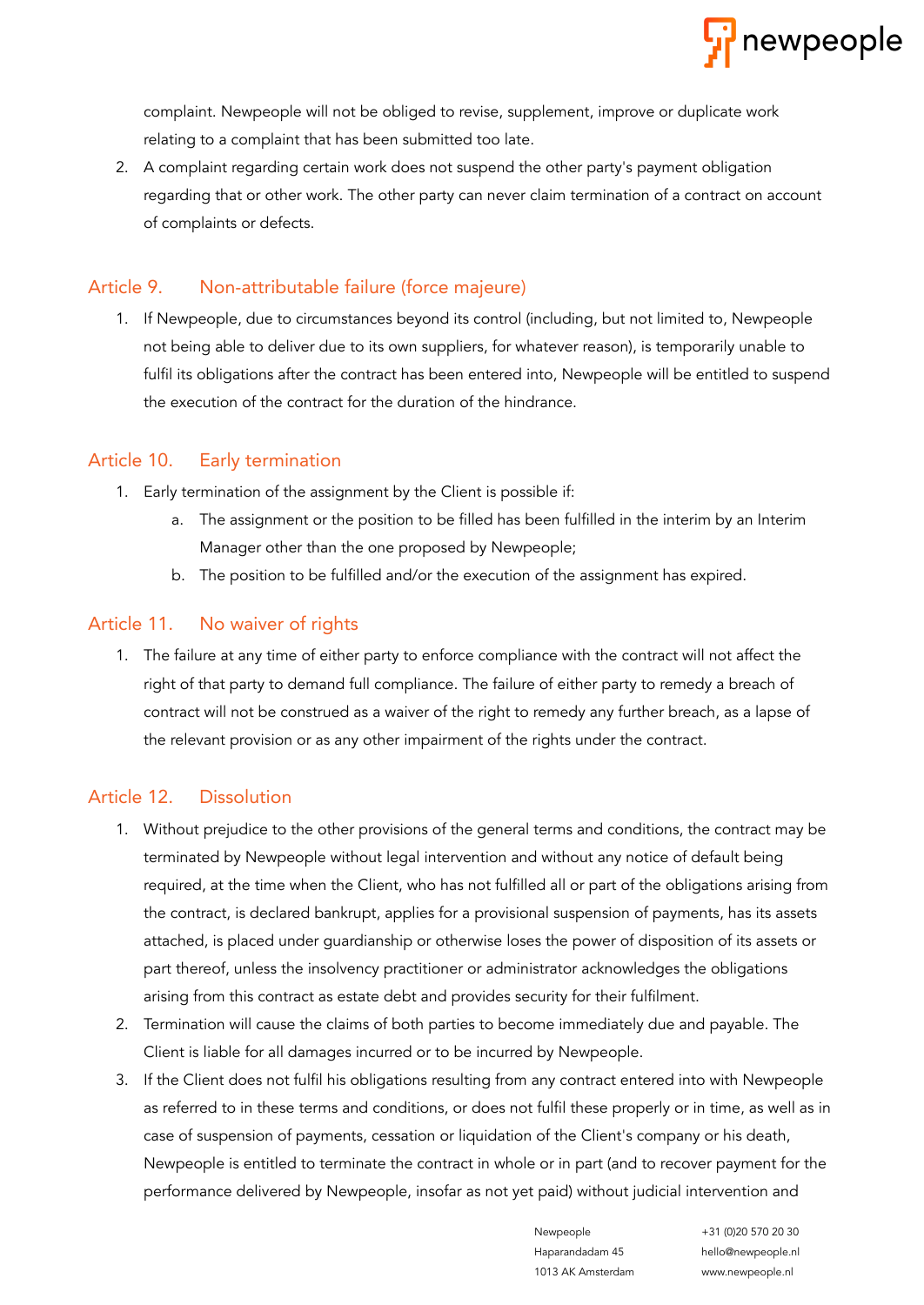complaint. Newpeople will not be obliged to revise, supplement, improve or duplicate work relating to a complaint that has been submitted too late.

2. A complaint regarding certain work does not suspend the other party's payment obligation regarding that or other work. The other party can never claim termination of a contract on account of complaints or defects.

## Article 9. Non-attributable failure (force majeure)

1. If Newpeople, due to circumstances beyond its control (including, but not limited to, Newpeople not being able to deliver due to its own suppliers, for whatever reason), is temporarily unable to fulfil its obligations after the contract has been entered into, Newpeople will be entitled to suspend the execution of the contract for the duration of the hindrance.

## Article 10. Early termination

1. Early termination of the assignment by the Client is possible if:
   a. The assignment or the position to be filled has been fulfilled in the interim by an Interim Manager other than the one proposed by Newpeople;
   b. The position to be fulfilled and/or the execution of the assignment has expired.

## Article 11. No waiver of rights

1. The failure at any time of either party to enforce compliance with the contract will not affect the right of that party to demand full compliance. The failure of either party to remedy a breach of contract will not be construed as a waiver of the right to remedy any further breach, as a lapse of the relevant provision or as any other impairment of the rights under the contract.

## Article 12. Dissolution

1. Without prejudice to the other provisions of the general terms and conditions, the contract may be terminated by Newpeople without legal intervention and without any notice of default being required, at the time when the Client, who has not fulfilled all or part of the obligations arising from the contract, is declared bankrupt, applies for a provisional suspension of payments, has its assets attached, is placed under guardianship or otherwise loses the power of disposition of its assets or part thereof, unless the insolvency practitioner or administrator acknowledges the obligations arising from this contract as estate debt and provides security for their fulfilment.
2. Termination will cause the claims of both parties to become immediately due and payable. The Client is liable for all damages incurred or to be incurred by Newpeople.
3. If the Client does not fulfil his obligations resulting from any contract entered into with Newpeople as referred to in these terms and conditions, or does not fulfil these properly or in time, as well as in case of suspension of payments, cessation or liquidation of the Client's company or his death, Newpeople is entitled to terminate the contract in whole or in part (and to recover payment for the performance delivered by Newpeople, insofar as not yet paid) without judicial intervention and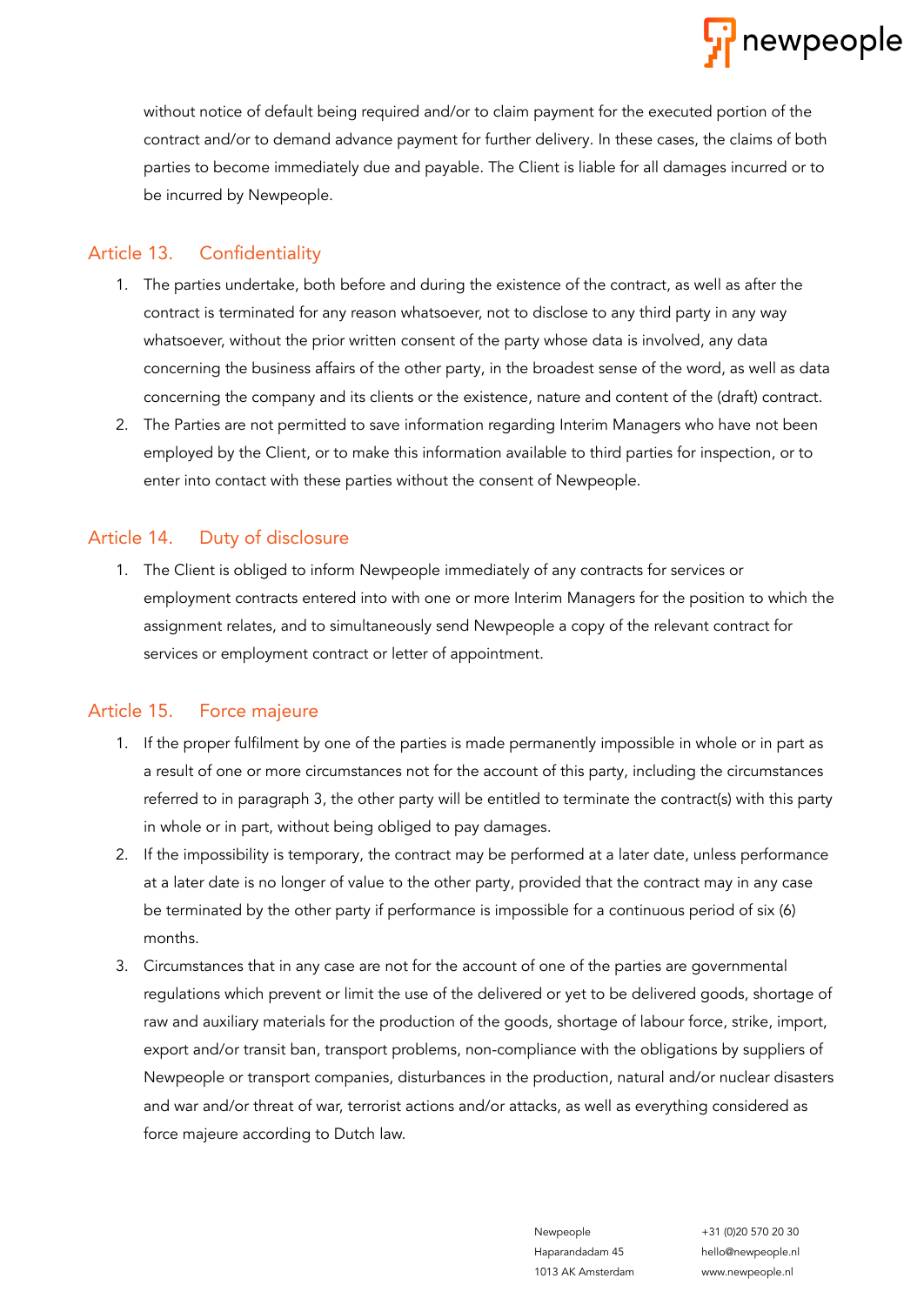without notice of default being required and/or to claim payment for the executed portion of the contract and/or to demand advance payment for further delivery. In these cases, the claims of both parties to become immediately due and payable. The Client is liable for all damages incurred or to be incurred by Newpeople.

## Article 13. Confidentiality

1. The parties undertake, both before and during the existence of the contract, as well as after the contract is terminated for any reason whatsoever, not to disclose to any third party in any way whatsoever, without the prior written consent of the party whose data is involved, any data concerning the business affairs of the other party, in the broadest sense of the word, as well as data concerning the company and its clients or the existence, nature and content of the (draft) contract.
2. The Parties are not permitted to save information regarding Interim Managers who have not been employed by the Client, or to make this information available to third parties for inspection, or to enter into contact with these parties without the consent of Newpeople.

## Article 14. Duty of disclosure

1. The Client is obliged to inform Newpeople immediately of any contracts for services or employment contracts entered into with one or more Interim Managers for the position to which the assignment relates, and to simultaneously send Newpeople a copy of the relevant contract for services or employment contract or letter of appointment.

## Article 15. Force majeure

1. If the proper fulfilment by one of the parties is made permanently impossible in whole or in part as a result of one or more circumstances not for the account of this party, including the circumstances referred to in paragraph 3, the other party will be entitled to terminate the contract(s) with this party in whole or in part, without being obliged to pay damages.
2. If the impossibility is temporary, the contract may be performed at a later date, unless performance at a later date is no longer of value to the other party, provided that the contract may in any case be terminated by the other party if performance is impossible for a continuous period of six (6) months.
3. Circumstances that in any case are not for the account of one of the parties are governmental regulations which prevent or limit the use of the delivered or yet to be delivered goods, shortage of raw and auxiliary materials for the production of the goods, shortage of labour force, strike, import, export and/or transit ban, transport problems, non-compliance with the obligations by suppliers of Newpeople or transport companies, disturbances in the production, natural and/or nuclear disasters and war and/or threat of war, terrorist actions and/or attacks, as well as everything considered as force majeure according to Dutch law.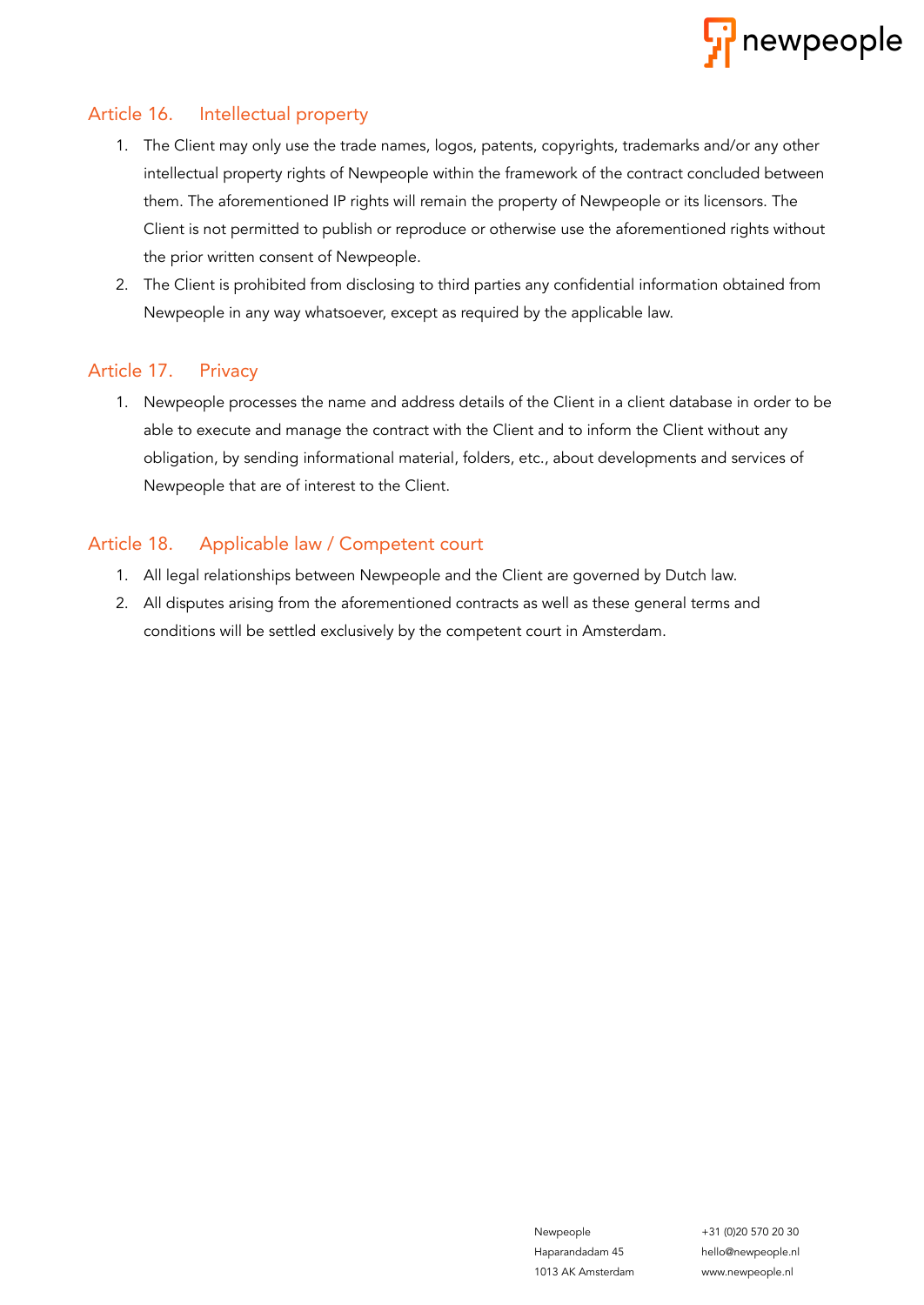## Article 16. Intellectual property

1. The Client may only use the trade names, logos, patents, copyrights, trademarks and/or any other intellectual property rights of Newpeople within the framework of the contract concluded between them. The aforementioned IP rights will remain the property of Newpeople or its licensors. The Client is not permitted to publish or reproduce or otherwise use the aforementioned rights without the prior written consent of Newpeople.
2. The Client is prohibited from disclosing to third parties any confidential information obtained from Newpeople in any way whatsoever, except as required by the applicable law.

## Article 17. Privacy

1. Newpeople processes the name and address details of the Client in a client database in order to be able to execute and manage the contract with the Client and to inform the Client without any obligation, by sending informational material, folders, etc., about developments and services of Newpeople that are of interest to the Client.

## Article 18. Applicable law / Competent court

1. All legal relationships between Newpeople and the Client are governed by Dutch law.
2. All disputes arising from the aforementioned contracts as well as these general terms and conditions will be settled exclusively by the competent court in Amsterdam.